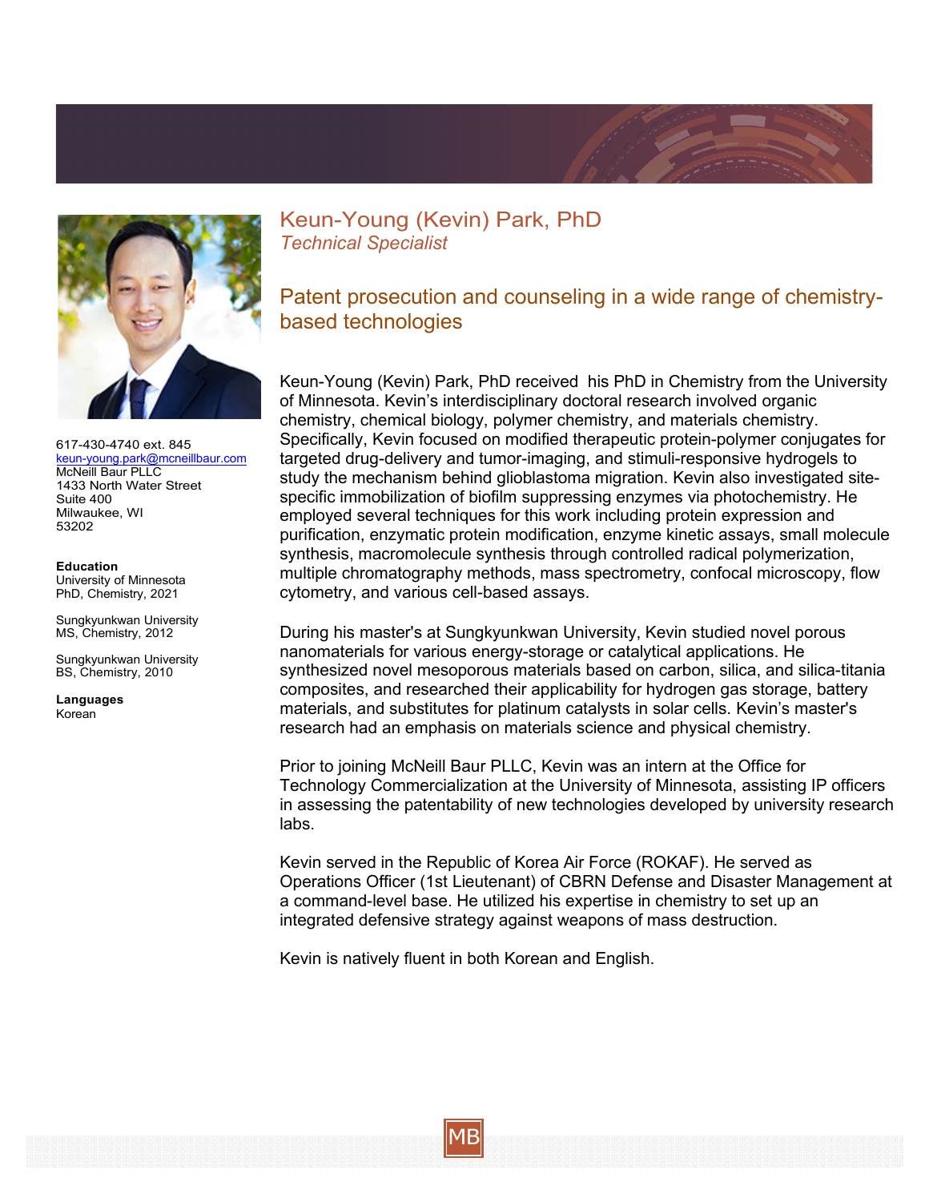# Keun-Young (Kevin) Park, PhD

*Technical Specialist*

617-430-4740 ext. 845
keun-young.park@mcneillbaur.com
McNeill Baur PLLC
1433 North Water Street
Suite 400
Milwaukee, WI
53202

**Education**

University of Minnesota
PhD, Chemistry, 2021

Sungkyunkwan University
MS, Chemistry, 2012

Sungkyunkwan University
BS, Chemistry, 2010

**Languages**

Korean

## Patent prosecution and counseling in a wide range of chemistry-based technologies

Keun-Young (Kevin) Park, PhD received his PhD in Chemistry from the University of Minnesota. Kevin's interdisciplinary doctoral research involved organic chemistry, chemical biology, polymer chemistry, and materials chemistry. Specifically, Kevin focused on modified therapeutic protein-polymer conjugates for targeted drug-delivery and tumor-imaging, and stimuli-responsive hydrogels to study the mechanism behind glioblastoma migration. Kevin also investigated site-specific immobilization of biofilm suppressing enzymes via photochemistry. He employed several techniques for this work including protein expression and purification, enzymatic protein modification, enzyme kinetic assays, small molecule synthesis, macromolecule synthesis through controlled radical polymerization, multiple chromatography methods, mass spectrometry, confocal microscopy, flow cytometry, and various cell-based assays.

During his master's at Sungkyunkwan University, Kevin studied novel porous nanomaterials for various energy-storage or catalytical applications. He synthesized novel mesoporous materials based on carbon, silica, and silica-titania composites, and researched their applicability for hydrogen gas storage, battery materials, and substitutes for platinum catalysts in solar cells. Kevin's master's research had an emphasis on materials science and physical chemistry.

Prior to joining McNeill Baur PLLC, Kevin was an intern at the Office for Technology Commercialization at the University of Minnesota, assisting IP officers in assessing the patentability of new technologies developed by university research labs.

Kevin served in the Republic of Korea Air Force (ROKAF). He served as Operations Officer (1st Lieutenant) of CBRN Defense and Disaster Management at a command-level base. He utilized his expertise in chemistry to set up an integrated defensive strategy against weapons of mass destruction.

Kevin is natively fluent in both Korean and English.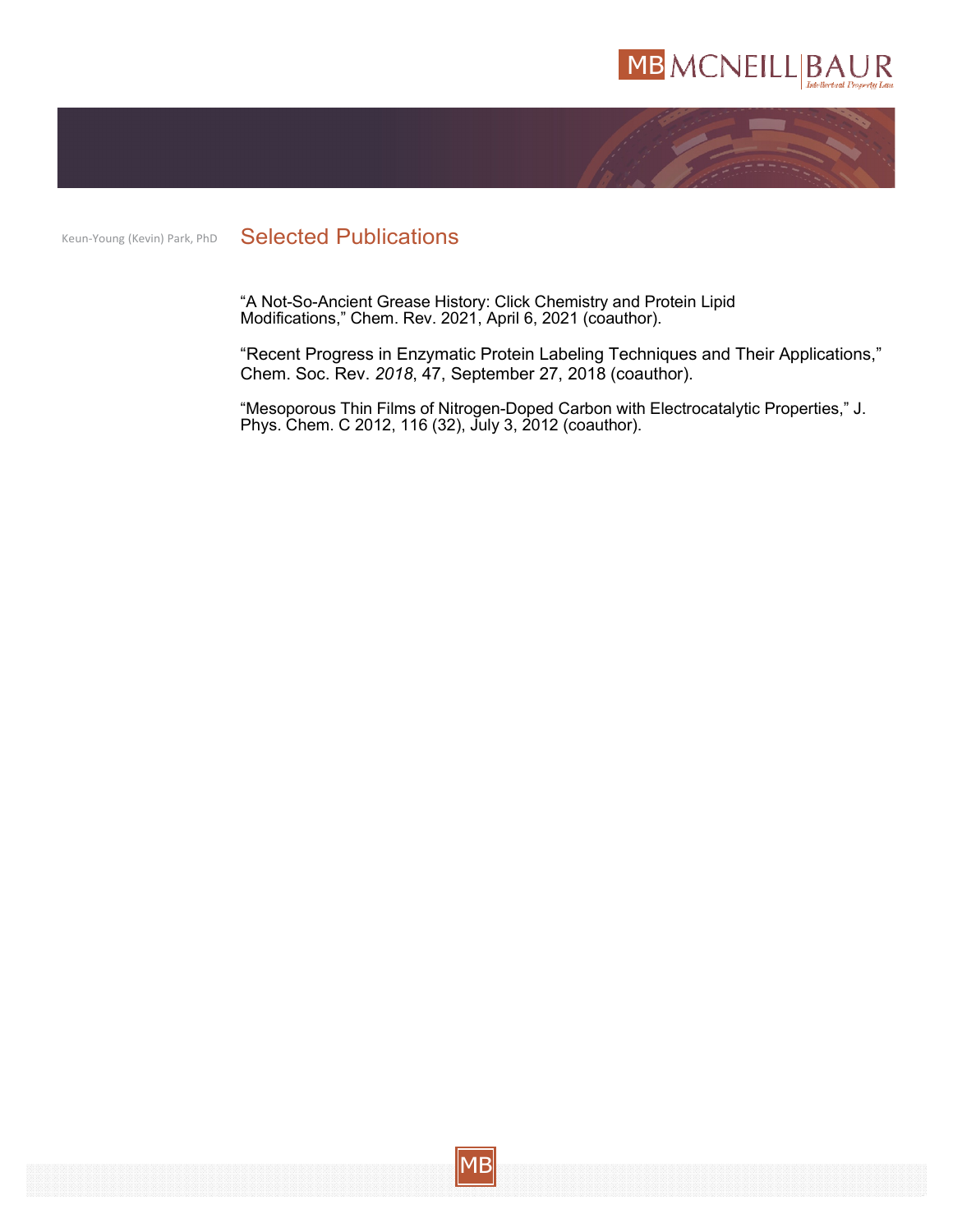Keun-Young (Kevin) Park, PhD

## Selected Publications

"A Not-So-Ancient Grease History: Click Chemistry and Protein Lipid Modifications," Chem. Rev. 2021, April 6, 2021 (coauthor).

"Recent Progress in Enzymatic Protein Labeling Techniques and Their Applications," Chem. Soc. Rev. *2018*, 47, September 27, 2018 (coauthor).

"Mesoporous Thin Films of Nitrogen-Doped Carbon with Electrocatalytic Properties," J. Phys. Chem. C 2012, 116 (32), July 3, 2012 (coauthor).